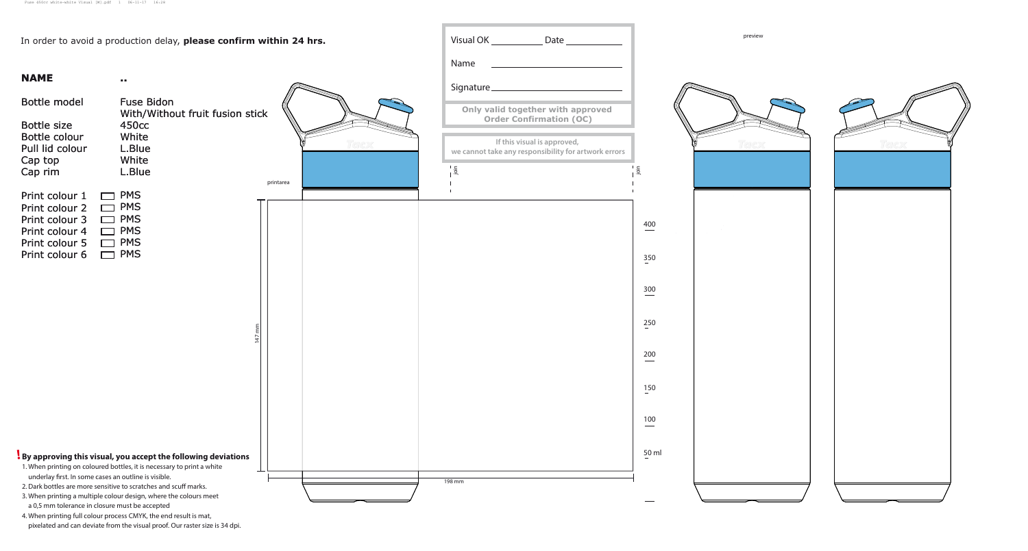In order to avoid a production delay, **please confirm within 24 hrs.**

**NAME** ..

| | |
|---|---|
| Bottle model | Fuse Bidon With/Without fruit fusion stick |
| Bottle size | 450cc |
| Bottle colour | White |
| Pull lid colour | L.Blue |
| Cap top | White |
| Cap rim | L.Blue |

| | |
|---|---|
| Print colour 1 | ☐ PMS |
| Print colour 2 | ☐ PMS |
| Print colour 3 | ☐ PMS |
| Print colour 4 | ☐ PMS |
| Print colour 5 | ☐ PMS |
| Print colour 6 | ☐ PMS |

Visual OK __________ Date __________

Name ______________________

Signature ______________________

**Only valid together with approved Order Confirmation (OC)**

**If this visual is approved, we cannot take any responsibility for artwork errors**

printarea

join

join

147 mm

198 mm

400

350

300

250

200

150

100

50 ml

preview

**! By approving this visual, you accept the following deviations**

1. When printing on coloured bottles, it is necessary to print a white underlay first. In some cases an outline is visible.
2. Dark bottles are more sensitive to scratches and scuff marks.
3. When printing a multiple colour design, where the colours meet a 0,5 mm tolerance in closure must be accepted
4. When printing full colour process CMYK, the end result is mat, pixelated and can deviate from the visual proof. Our raster size is 34 dpi.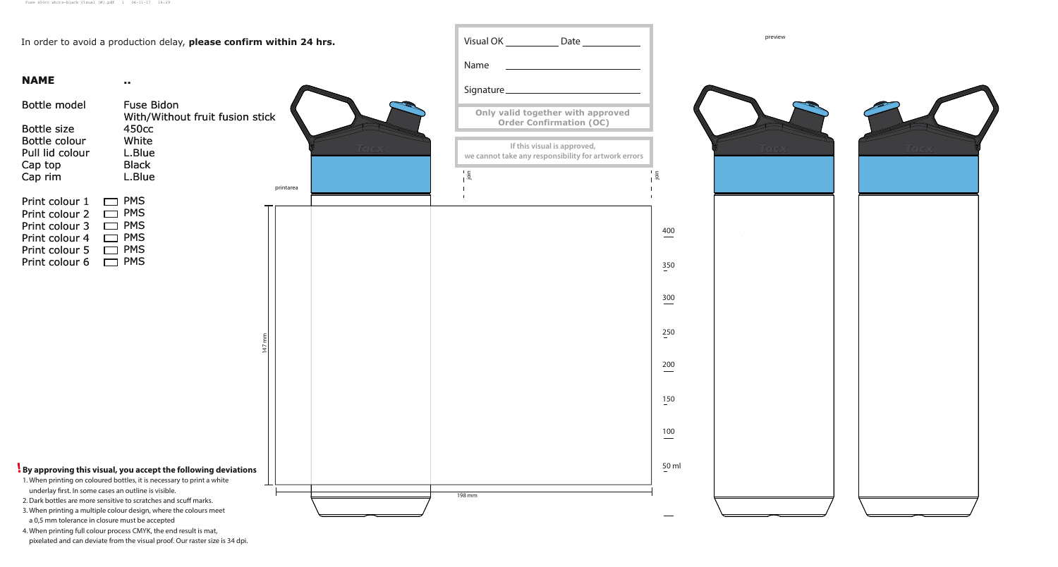In order to avoid a production delay, **please confirm within 24 hrs.**

Visual OK ____________ Date ____________

Name ____________________________

Signature ____________________________

**Only valid together with approved Order Confirmation (OC)**

**If this visual is approved, we cannot take any responsibility for artwork errors**

**NAME** ..

| | |
|---|---|
| Bottle model | Fuse Bidon<br>With/Without fruit fusion stick |
| Bottle size | 450cc |
| Bottle colour | White |
| Pull lid colour | L.Blue |
| Cap top | Black |
| Cap rim | L.Blue |

- Print colour 1 ☐ PMS
- Print colour 2 ☐ PMS
- Print colour 3 ☐ PMS
- Print colour 4 ☐ PMS
- Print colour 5 ☐ PMS
- Print colour 6 ☐ PMS

printarea

147 mm

198 mm

join

join

400

350

300

250

200

150

100

50 ml

preview

**! By approving this visual, you accept the following deviations**

1. When printing on coloured bottles, it is necessary to print a white underlay first. In some cases an outline is visible.
2. Dark bottles are more sensitive to scratches and scuff marks.
3. When printing a multiple colour design, where the colours meet a 0,5 mm tolerance in closure must be accepted
4. When printing full colour process CMYK, the end result is mat, pixelated and can deviate from the visual proof. Our raster size is 34 dpi.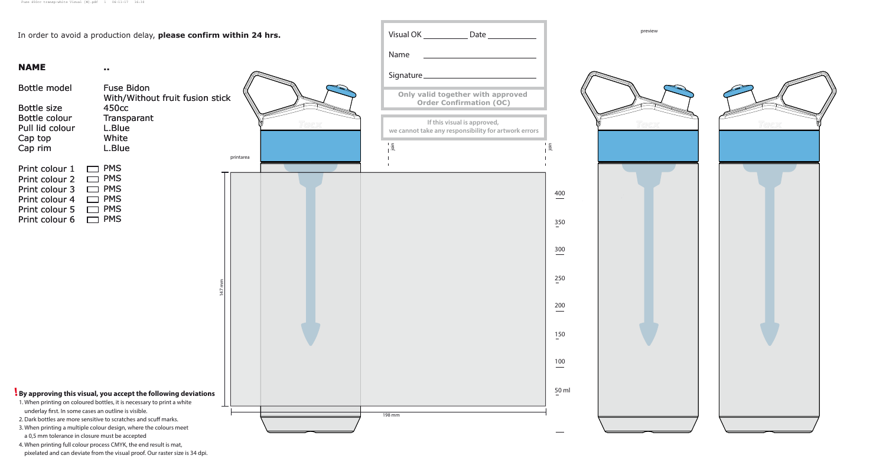In order to avoid a production delay, **please confirm within 24 hrs.**

**NAME** ..

| | |
|---|---|
| Bottle model | Fuse Bidon With/Without fruit fusion stick |
| Bottle size | 450cc |
| Bottle colour | Transparant |
| Pull lid colour | L.Blue |
| Cap top | White |
| Cap rim | L.Blue |

| | |
|---|---|
| Print colour 1 | ☐ PMS |
| Print colour 2 | ☐ PMS |
| Print colour 3 | ☐ PMS |
| Print colour 4 | ☐ PMS |
| Print colour 5 | ☐ PMS |
| Print colour 6 | ☐ PMS |

Visual OK __________ Date __________

Name ______________________

Signature ______________________

**Only valid together with approved Order Confirmation (OC)**

**If this visual is approved, we cannot take any responsibility for artwork errors**

preview

printarea

join

join

147 mm

198 mm

400

350

300

250

200

150

100

50 ml

**! By approving this visual, you accept the following deviations**

1. When printing on coloured bottles, it is necessary to print a white underlay first. In some cases an outline is visible.
2. Dark bottles are more sensitive to scratches and scuff marks.
3. When printing a multiple colour design, where the colours meet a 0,5 mm tolerance in closure must be accepted
4. When printing full colour process CMYK, the end result is mat, pixelated and can deviate from the visual proof. Our raster size is 34 dpi.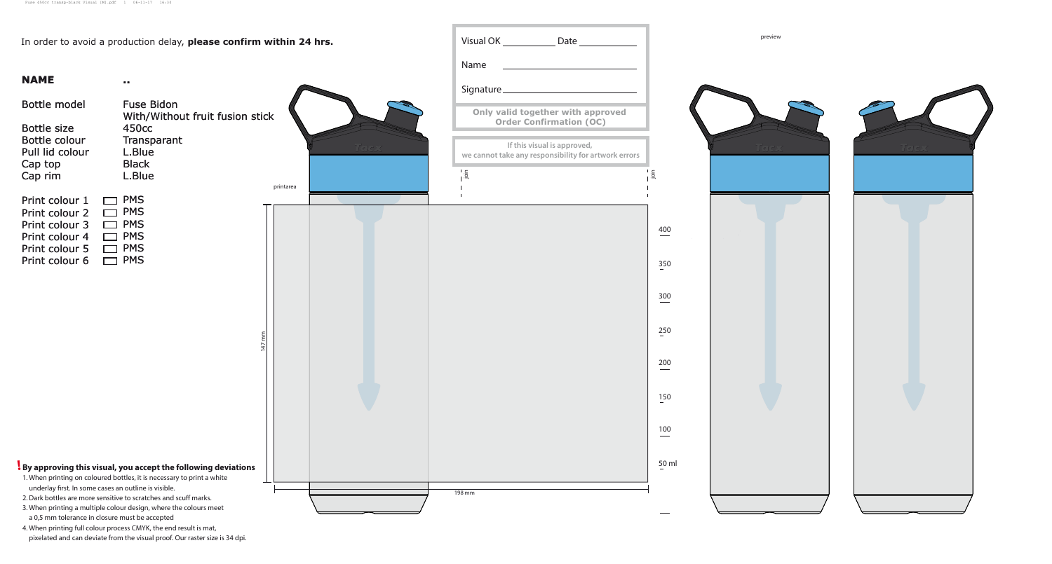In order to avoid a production delay, **please confirm within 24 hrs.**

| | |
|---|---|
| **NAME** | .. |
| Bottle model | Fuse Bidon With/Without fruit fusion stick |
| Bottle size | 450cc |
| Bottle colour | Transparant |
| Pull lid colour | L.Blue |
| Cap top | Black |
| Cap rim | L.Blue |

Print colour 1 ☐ PMS
Print colour 2 ☐ PMS
Print colour 3 ☐ PMS
Print colour 4 ☐ PMS
Print colour 5 ☐ PMS
Print colour 6 ☐ PMS

Visual OK __________ Date __________

Name ______________________

Signature ______________________

**Only valid together with approved Order Confirmation (OC)**

**If this visual is approved, we cannot take any responsibility for artwork errors**

preview

printarea

join

join

147 mm

198 mm

400

350

300

250

200

150

100

50 ml

Tacx

**! By approving this visual, you accept the following deviations**

1. When printing on coloured bottles, it is necessary to print a white underlay first. In some cases an outline is visible.
2. Dark bottles are more sensitive to scratches and scuff marks.
3. When printing a multiple colour design, where the colours meet a 0,5 mm tolerance in closure must be accepted
4. When printing full colour process CMYK, the end result is mat, pixelated and can deviate from the visual proof. Our raster size is 34 dpi.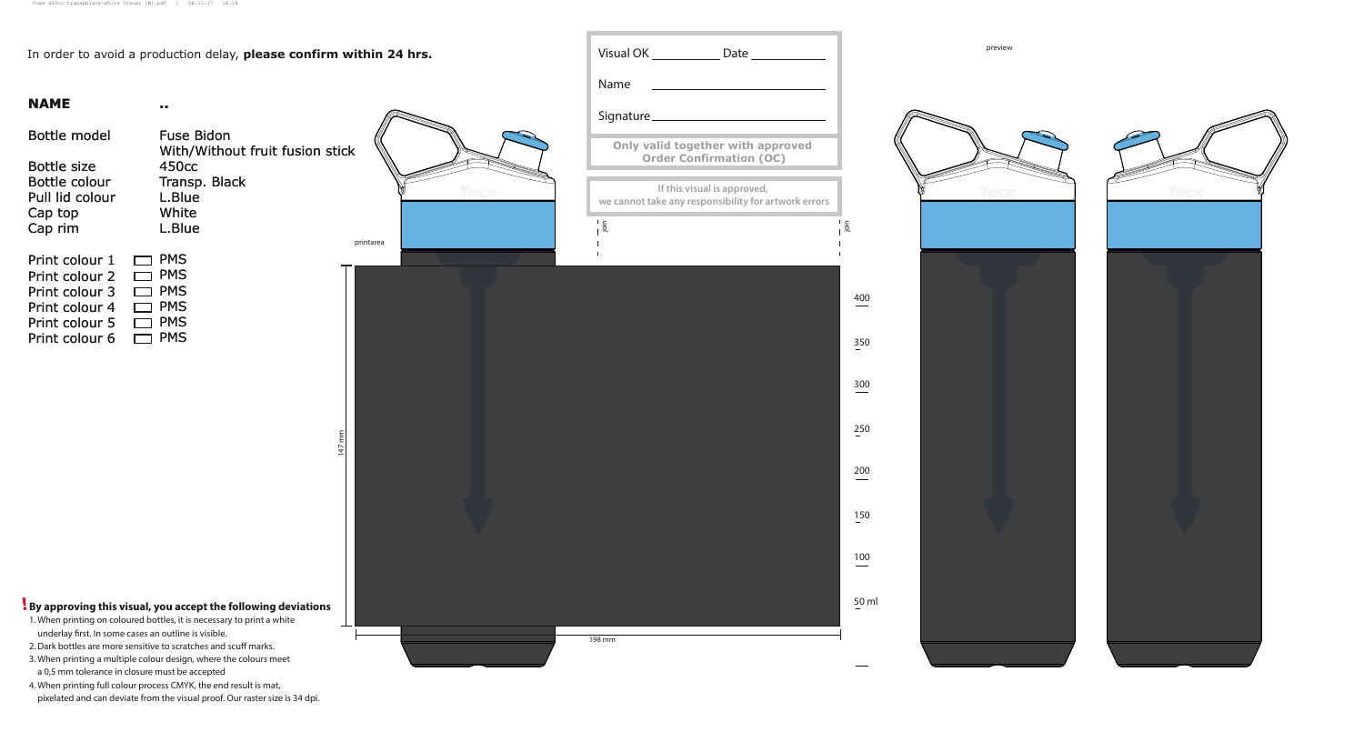In order to avoid a production delay, **please confirm within 24 hrs.**

**NAME** ..

| | |
|---|---|
| Bottle model | Fuse Bidon With/Without fruit fusion stick |
| Bottle size | 450cc |
| Bottle colour | Transp. Black |
| Pull lid colour | L.Blue |
| Cap top | White |
| Cap rim | L.Blue |

| | |
|---|---|
| Print colour 1 | ☐ PMS |
| Print colour 2 | ☐ PMS |
| Print colour 3 | ☐ PMS |
| Print colour 4 | ☐ PMS |
| Print colour 5 | ☐ PMS |
| Print colour 6 | ☐ PMS |

Visual OK __________ Date __________

Name __________________________

Signature __________________________

**Only valid together with approved Order Confirmation (OC)**

**If this visual is approved, we cannot take any responsibility for artwork errors**

preview

printarea

join

join

147 mm

198 mm

400

350

300

250

200

150

100

50 ml

**! By approving this visual, you accept the following deviations**

1. When printing on coloured bottles, it is necessary to print a white underlay first. In some cases an outline is visible.
2. Dark bottles are more sensitive to scratches and scuff marks.
3. When printing a multiple colour design, where the colours meet a 0,5 mm tolerance in closure must be accepted
4. When printing full colour process CMYK, the end result is mat, pixelated and can deviate from the visual proof. Our raster size is 34 dpi.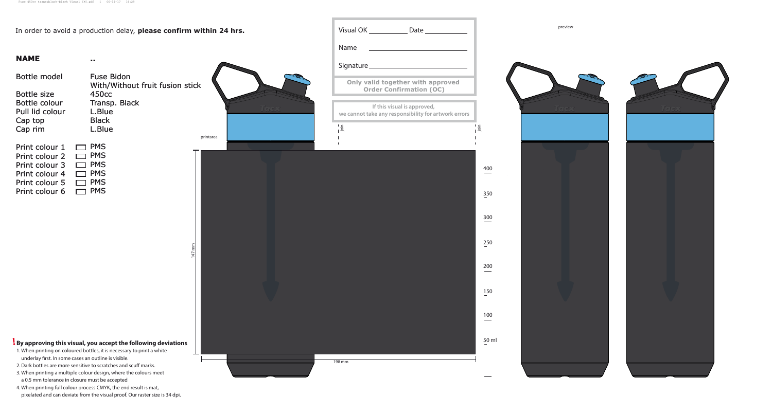In order to avoid a production delay, **please confirm within 24 hrs.**

**NAME** ..

| | |
|---|---|
| Bottle model | Fuse Bidon With/Without fruit fusion stick |
| Bottle size | 450cc |
| Bottle colour | Transp. Black |
| Pull lid colour | L.Blue |
| Cap top | Black |
| Cap rim | L.Blue |

| | |
|---|---|
| Print colour 1 | ☐ PMS |
| Print colour 2 | ☐ PMS |
| Print colour 3 | ☐ PMS |
| Print colour 4 | ☐ PMS |
| Print colour 5 | ☐ PMS |
| Print colour 6 | ☐ PMS |

Visual OK __________ Date __________

Name ______________________

Signature ______________________

**Only valid together with approved Order Confirmation (OC)**

**If this visual is approved, we cannot take any responsibility for artwork errors**

preview

printarea

join

join

147 mm

198 mm

400

350

300

250

200

150

100

50 ml

**! By approving this visual, you accept the following deviations**

1. When printing on coloured bottles, it is necessary to print a white underlay first. In some cases an outline is visible.
2. Dark bottles are more sensitive to scratches and scuff marks.
3. When printing a multiple colour design, where the colours meet a 0,5 mm tolerance in closure must be accepted
4. When printing full colour process CMYK, the end result is mat, pixelated and can deviate from the visual proof. Our raster size is 34 dpi.